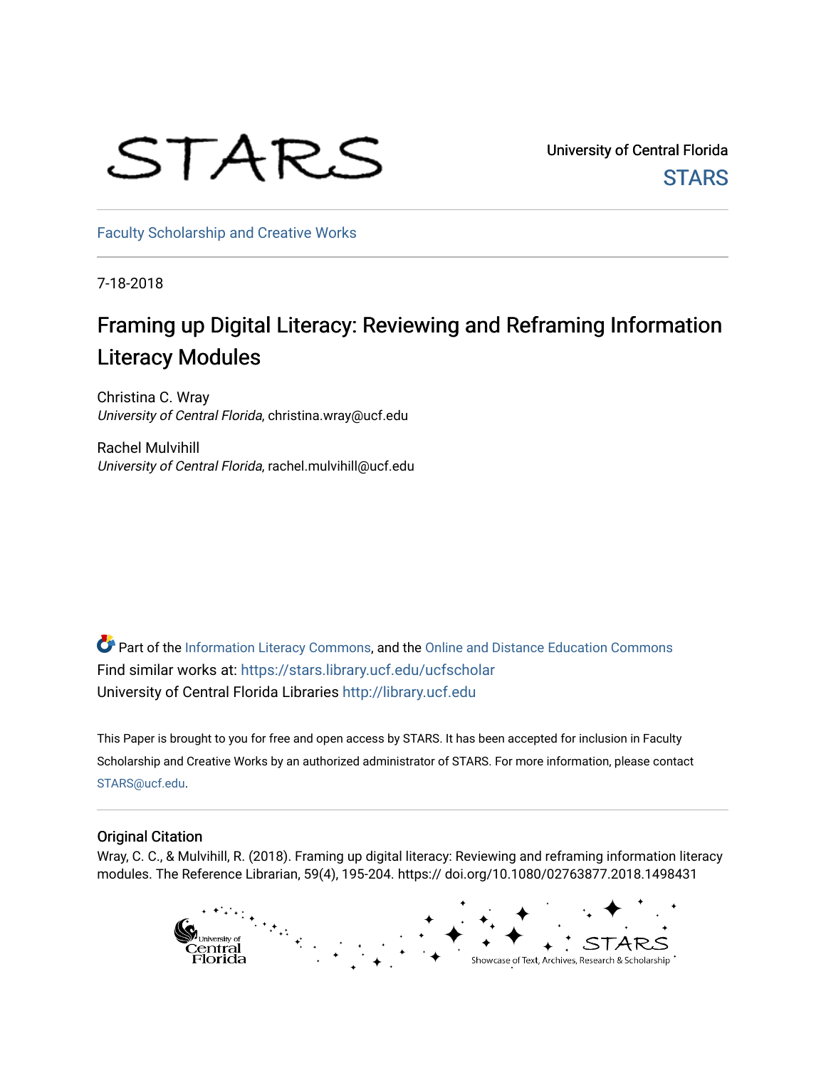STARS

University of Central Florida
STARS

Faculty Scholarship and Creative Works

7-18-2018

# Framing up Digital Literacy: Reviewing and Reframing Information Literacy Modules

Christina C. Wray
*University of Central Florida*, christina.wray@ucf.edu

Rachel Mulvihill
*University of Central Florida*, rachel.mulvihill@ucf.edu

Part of the Information Literacy Commons, and the Online and Distance Education Commons
Find similar works at: https://stars.library.ucf.edu/ucfscholar
University of Central Florida Libraries http://library.ucf.edu

This Paper is brought to you for free and open access by STARS. It has been accepted for inclusion in Faculty Scholarship and Creative Works by an authorized administrator of STARS. For more information, please contact STARS@ucf.edu.

## Original Citation

Wray, C. C., & Mulvihill, R. (2018). Framing up digital literacy: Reviewing and reframing information literacy modules. The Reference Librarian, 59(4), 195-204. https:// doi.org/10.1080/02763877.2018.1498431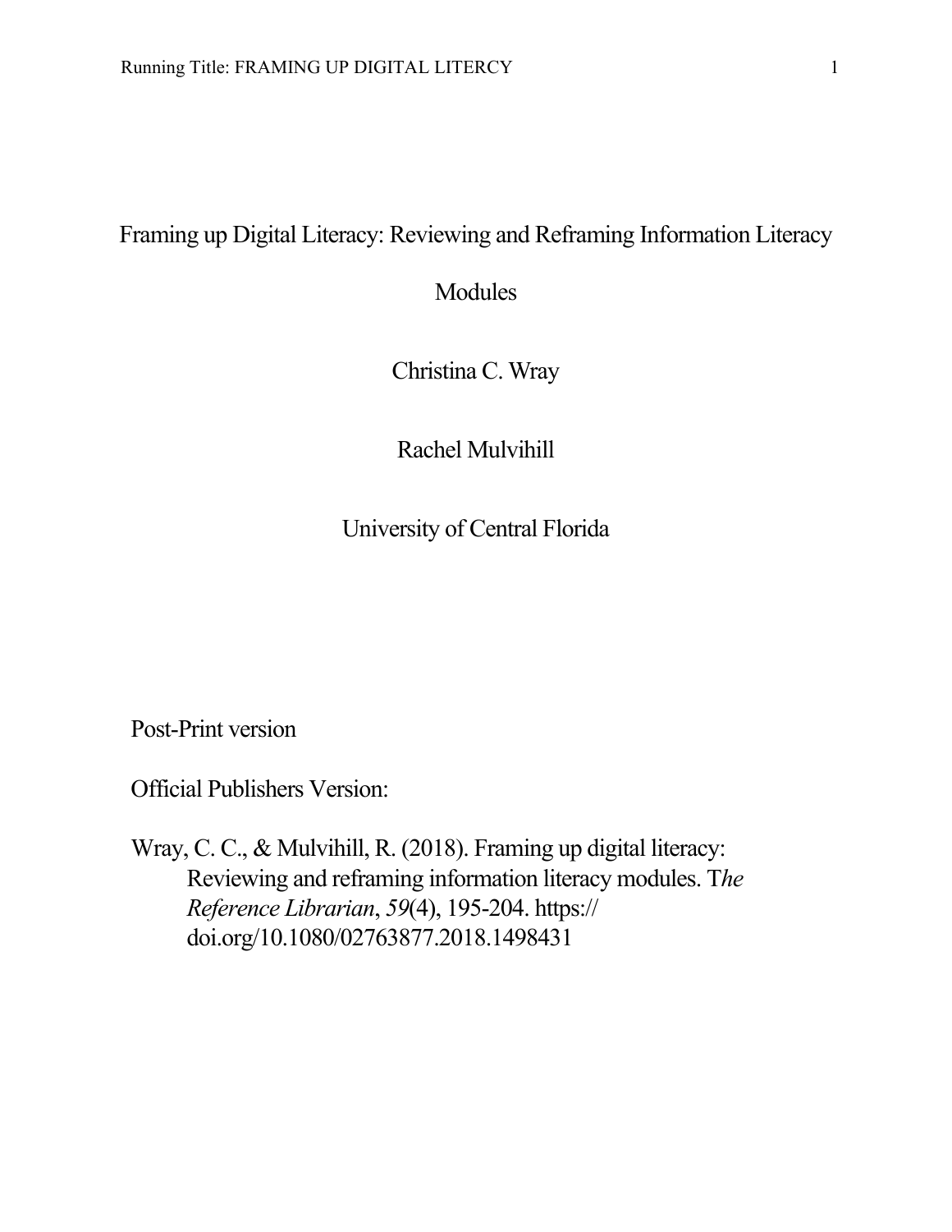# Framing up Digital Literacy: Reviewing and Reframing Information Literacy Modules

Christina C. Wray

Rachel Mulvihill

University of Central Florida

Post-Print version

Official Publishers Version:

Wray, C. C., & Mulvihill, R. (2018). Framing up digital literacy: Reviewing and reframing information literacy modules. T*he Reference Librarian*, *59*(4), 195-204. https://doi.org/10.1080/02763877.2018.1498431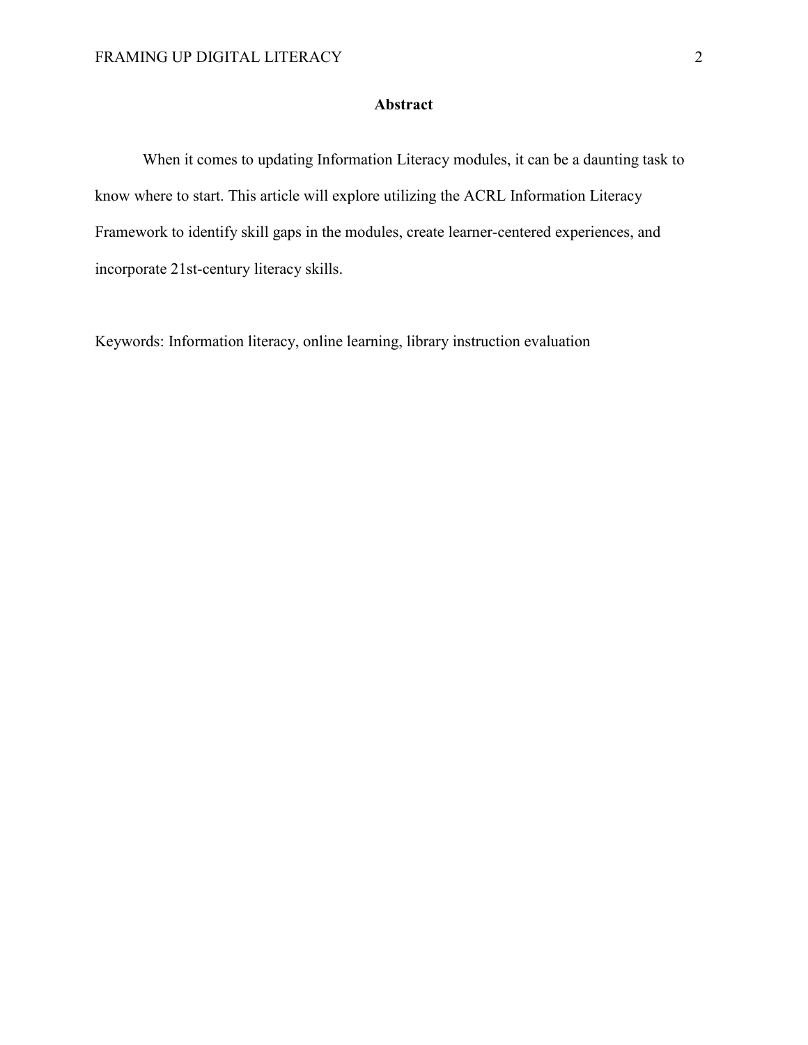## Abstract

When it comes to updating Information Literacy modules, it can be a daunting task to know where to start. This article will explore utilizing the ACRL Information Literacy Framework to identify skill gaps in the modules, create learner-centered experiences, and incorporate 21st-century literacy skills.

Keywords: Information literacy, online learning, library instruction evaluation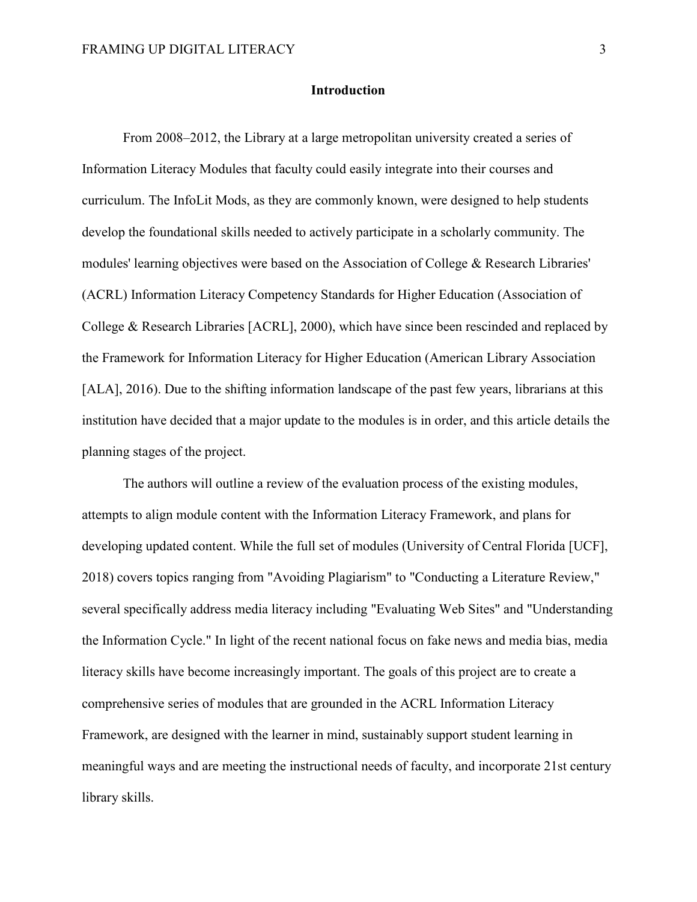## Introduction

From 2008–2012, the Library at a large metropolitan university created a series of Information Literacy Modules that faculty could easily integrate into their courses and curriculum. The InfoLit Mods, as they are commonly known, were designed to help students develop the foundational skills needed to actively participate in a scholarly community. The modules' learning objectives were based on the Association of College & Research Libraries' (ACRL) Information Literacy Competency Standards for Higher Education (Association of College & Research Libraries [ACRL], 2000), which have since been rescinded and replaced by the Framework for Information Literacy for Higher Education (American Library Association [ALA], 2016). Due to the shifting information landscape of the past few years, librarians at this institution have decided that a major update to the modules is in order, and this article details the planning stages of the project.

The authors will outline a review of the evaluation process of the existing modules, attempts to align module content with the Information Literacy Framework, and plans for developing updated content. While the full set of modules (University of Central Florida [UCF], 2018) covers topics ranging from "Avoiding Plagiarism" to "Conducting a Literature Review," several specifically address media literacy including "Evaluating Web Sites" and "Understanding the Information Cycle." In light of the recent national focus on fake news and media bias, media literacy skills have become increasingly important. The goals of this project are to create a comprehensive series of modules that are grounded in the ACRL Information Literacy Framework, are designed with the learner in mind, sustainably support student learning in meaningful ways and are meeting the instructional needs of faculty, and incorporate 21st century library skills.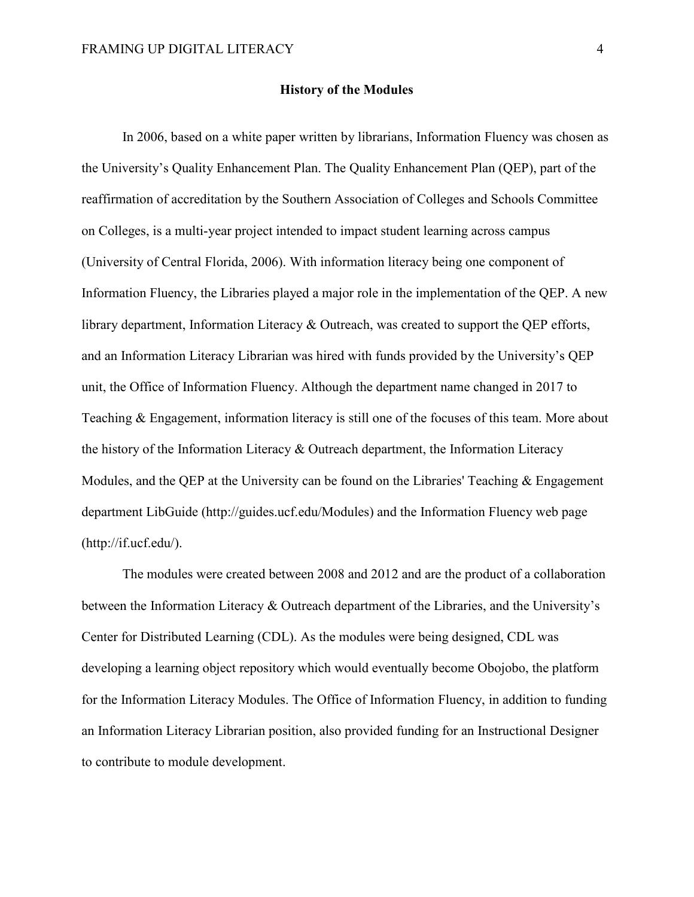## History of the Modules

In 2006, based on a white paper written by librarians, Information Fluency was chosen as the University's Quality Enhancement Plan. The Quality Enhancement Plan (QEP), part of the reaffirmation of accreditation by the Southern Association of Colleges and Schools Committee on Colleges, is a multi-year project intended to impact student learning across campus (University of Central Florida, 2006). With information literacy being one component of Information Fluency, the Libraries played a major role in the implementation of the QEP. A new library department, Information Literacy & Outreach, was created to support the QEP efforts, and an Information Literacy Librarian was hired with funds provided by the University's QEP unit, the Office of Information Fluency. Although the department name changed in 2017 to Teaching & Engagement, information literacy is still one of the focuses of this team. More about the history of the Information Literacy & Outreach department, the Information Literacy Modules, and the QEP at the University can be found on the Libraries' Teaching & Engagement department LibGuide (http://guides.ucf.edu/Modules) and the Information Fluency web page (http://if.ucf.edu/).

The modules were created between 2008 and 2012 and are the product of a collaboration between the Information Literacy & Outreach department of the Libraries, and the University's Center for Distributed Learning (CDL). As the modules were being designed, CDL was developing a learning object repository which would eventually become Obojobo, the platform for the Information Literacy Modules. The Office of Information Fluency, in addition to funding an Information Literacy Librarian position, also provided funding for an Instructional Designer to contribute to module development.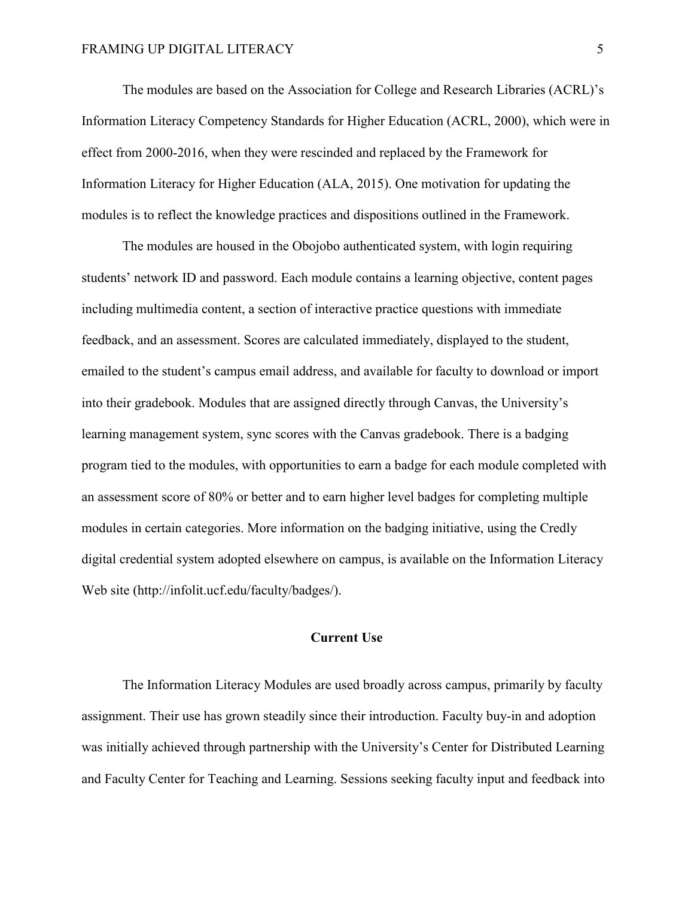The modules are based on the Association for College and Research Libraries (ACRL)'s Information Literacy Competency Standards for Higher Education (ACRL, 2000), which were in effect from 2000-2016, when they were rescinded and replaced by the Framework for Information Literacy for Higher Education (ALA, 2015). One motivation for updating the modules is to reflect the knowledge practices and dispositions outlined in the Framework.

The modules are housed in the Obojobo authenticated system, with login requiring students' network ID and password. Each module contains a learning objective, content pages including multimedia content, a section of interactive practice questions with immediate feedback, and an assessment. Scores are calculated immediately, displayed to the student, emailed to the student's campus email address, and available for faculty to download or import into their gradebook. Modules that are assigned directly through Canvas, the University's learning management system, sync scores with the Canvas gradebook. There is a badging program tied to the modules, with opportunities to earn a badge for each module completed with an assessment score of 80% or better and to earn higher level badges for completing multiple modules in certain categories. More information on the badging initiative, using the Credly digital credential system adopted elsewhere on campus, is available on the Information Literacy Web site (http://infolit.ucf.edu/faculty/badges/).

## Current Use

The Information Literacy Modules are used broadly across campus, primarily by faculty assignment. Their use has grown steadily since their introduction. Faculty buy-in and adoption was initially achieved through partnership with the University's Center for Distributed Learning and Faculty Center for Teaching and Learning. Sessions seeking faculty input and feedback into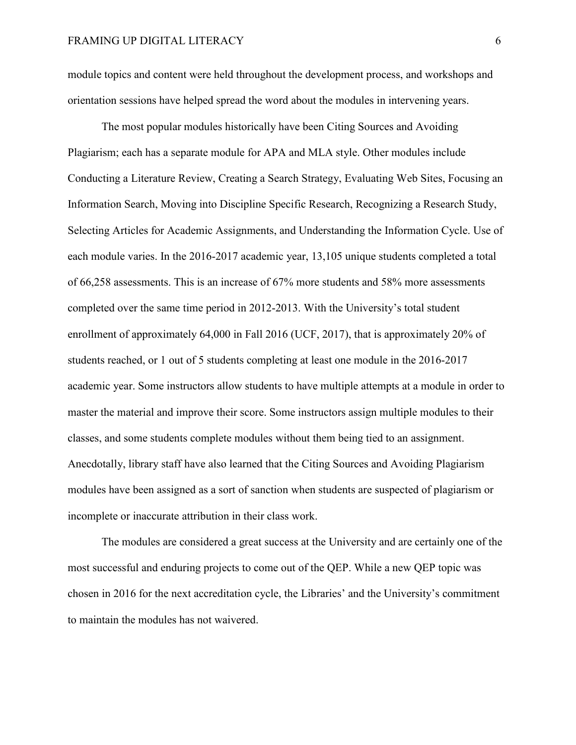module topics and content were held throughout the development process, and workshops and orientation sessions have helped spread the word about the modules in intervening years.

The most popular modules historically have been Citing Sources and Avoiding Plagiarism; each has a separate module for APA and MLA style. Other modules include Conducting a Literature Review, Creating a Search Strategy, Evaluating Web Sites, Focusing an Information Search, Moving into Discipline Specific Research, Recognizing a Research Study, Selecting Articles for Academic Assignments, and Understanding the Information Cycle. Use of each module varies. In the 2016-2017 academic year, 13,105 unique students completed a total of 66,258 assessments. This is an increase of 67% more students and 58% more assessments completed over the same time period in 2012-2013. With the University's total student enrollment of approximately 64,000 in Fall 2016 (UCF, 2017), that is approximately 20% of students reached, or 1 out of 5 students completing at least one module in the 2016-2017 academic year. Some instructors allow students to have multiple attempts at a module in order to master the material and improve their score. Some instructors assign multiple modules to their classes, and some students complete modules without them being tied to an assignment. Anecdotally, library staff have also learned that the Citing Sources and Avoiding Plagiarism modules have been assigned as a sort of sanction when students are suspected of plagiarism or incomplete or inaccurate attribution in their class work.

The modules are considered a great success at the University and are certainly one of the most successful and enduring projects to come out of the QEP. While a new QEP topic was chosen in 2016 for the next accreditation cycle, the Libraries' and the University's commitment to maintain the modules has not waivered.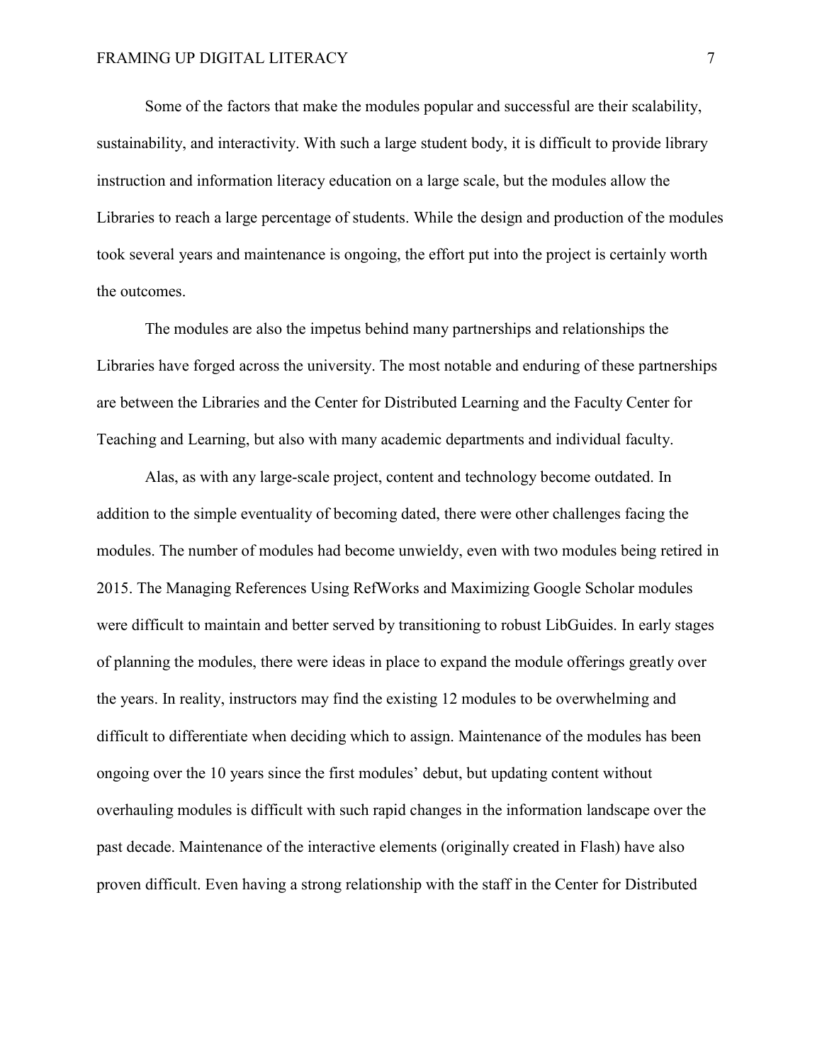Some of the factors that make the modules popular and successful are their scalability, sustainability, and interactivity. With such a large student body, it is difficult to provide library instruction and information literacy education on a large scale, but the modules allow the Libraries to reach a large percentage of students. While the design and production of the modules took several years and maintenance is ongoing, the effort put into the project is certainly worth the outcomes.

The modules are also the impetus behind many partnerships and relationships the Libraries have forged across the university. The most notable and enduring of these partnerships are between the Libraries and the Center for Distributed Learning and the Faculty Center for Teaching and Learning, but also with many academic departments and individual faculty.

Alas, as with any large-scale project, content and technology become outdated. In addition to the simple eventuality of becoming dated, there were other challenges facing the modules. The number of modules had become unwieldy, even with two modules being retired in 2015. The Managing References Using RefWorks and Maximizing Google Scholar modules were difficult to maintain and better served by transitioning to robust LibGuides. In early stages of planning the modules, there were ideas in place to expand the module offerings greatly over the years. In reality, instructors may find the existing 12 modules to be overwhelming and difficult to differentiate when deciding which to assign. Maintenance of the modules has been ongoing over the 10 years since the first modules' debut, but updating content without overhauling modules is difficult with such rapid changes in the information landscape over the past decade. Maintenance of the interactive elements (originally created in Flash) have also proven difficult. Even having a strong relationship with the staff in the Center for Distributed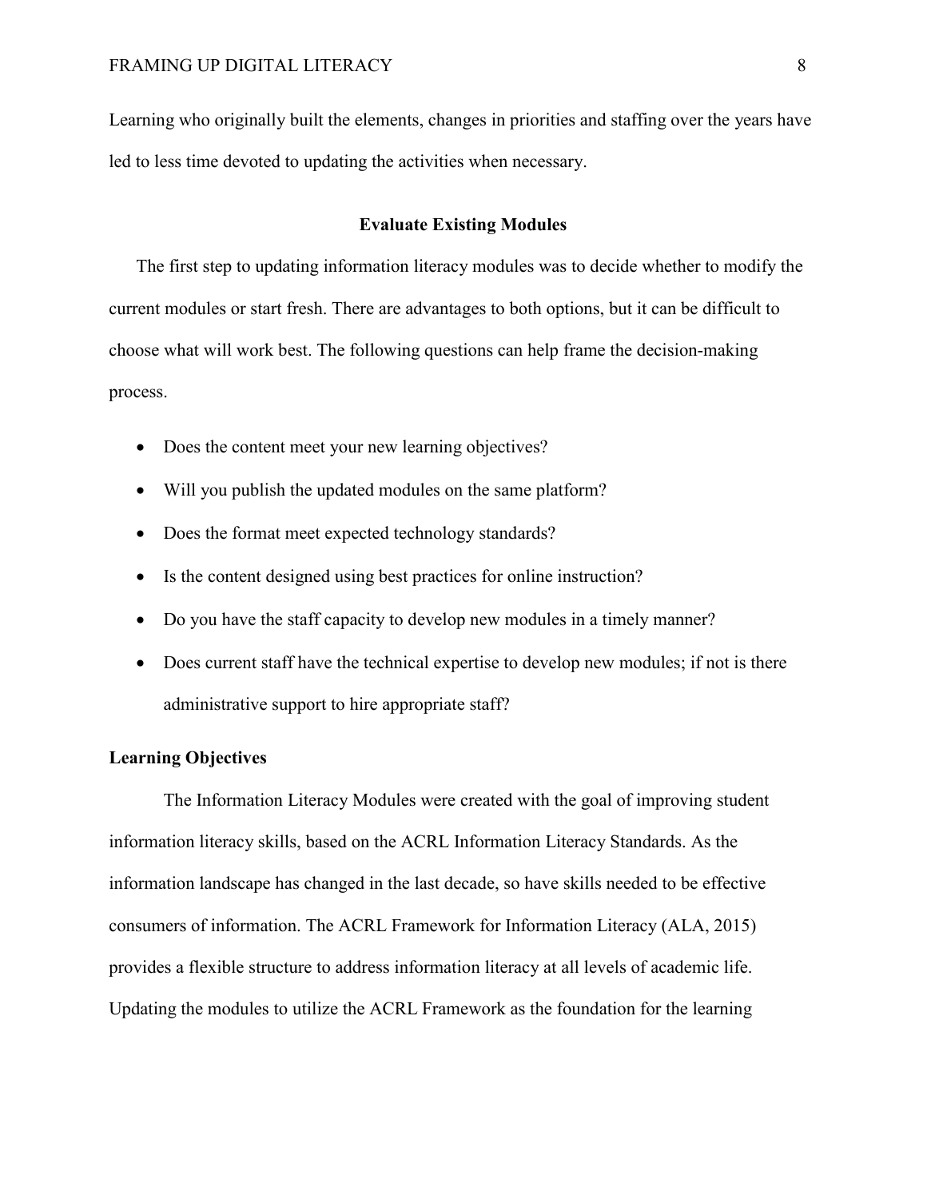Learning who originally built the elements, changes in priorities and staffing over the years have led to less time devoted to updating the activities when necessary.

## Evaluate Existing Modules

The first step to updating information literacy modules was to decide whether to modify the current modules or start fresh. There are advantages to both options, but it can be difficult to choose what will work best. The following questions can help frame the decision-making process.

- Does the content meet your new learning objectives?
- Will you publish the updated modules on the same platform?
- Does the format meet expected technology standards?
- Is the content designed using best practices for online instruction?
- Do you have the staff capacity to develop new modules in a timely manner?
- Does current staff have the technical expertise to develop new modules; if not is there administrative support to hire appropriate staff?

### Learning Objectives

The Information Literacy Modules were created with the goal of improving student information literacy skills, based on the ACRL Information Literacy Standards. As the information landscape has changed in the last decade, so have skills needed to be effective consumers of information. The ACRL Framework for Information Literacy (ALA, 2015) provides a flexible structure to address information literacy at all levels of academic life. Updating the modules to utilize the ACRL Framework as the foundation for the learning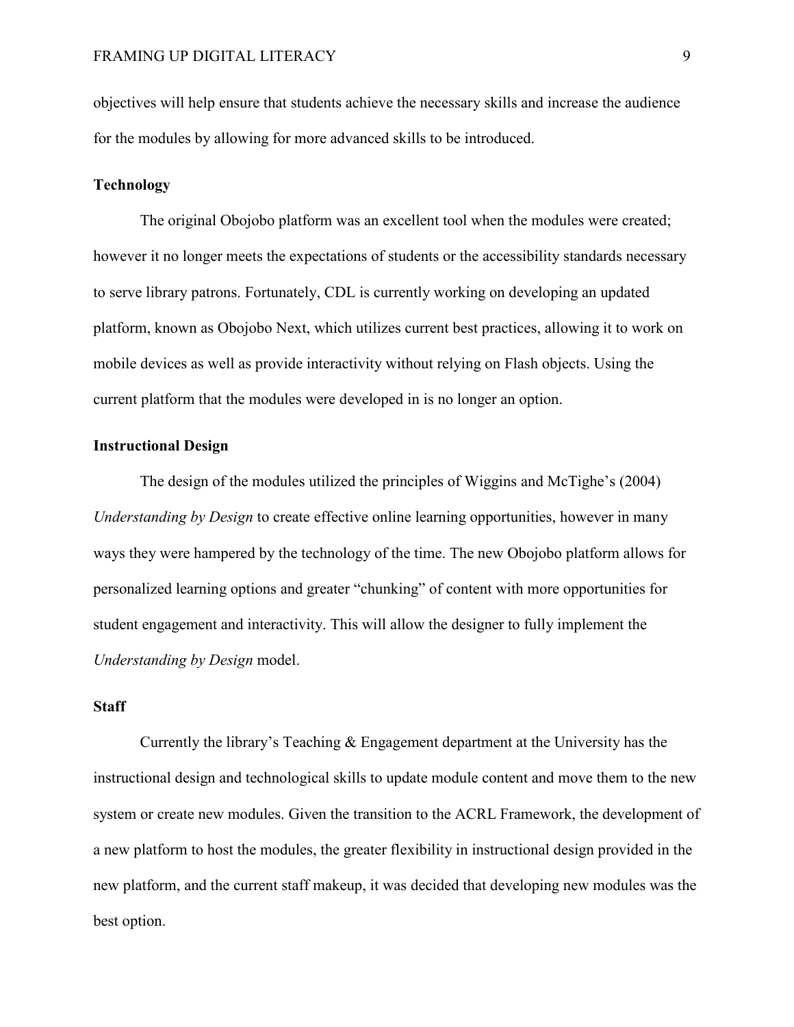objectives will help ensure that students achieve the necessary skills and increase the audience for the modules by allowing for more advanced skills to be introduced.

**Technology**

The original Obojobo platform was an excellent tool when the modules were created; however it no longer meets the expectations of students or the accessibility standards necessary to serve library patrons. Fortunately, CDL is currently working on developing an updated platform, known as Obojobo Next, which utilizes current best practices, allowing it to work on mobile devices as well as provide interactivity without relying on Flash objects. Using the current platform that the modules were developed in is no longer an option.

**Instructional Design**

The design of the modules utilized the principles of Wiggins and McTighe's (2004) *Understanding by Design* to create effective online learning opportunities, however in many ways they were hampered by the technology of the time. The new Obojobo platform allows for personalized learning options and greater "chunking" of content with more opportunities for student engagement and interactivity. This will allow the designer to fully implement the *Understanding by Design* model.

**Staff**

Currently the library's Teaching & Engagement department at the University has the instructional design and technological skills to update module content and move them to the new system or create new modules. Given the transition to the ACRL Framework, the development of a new platform to host the modules, the greater flexibility in instructional design provided in the new platform, and the current staff makeup, it was decided that developing new modules was the best option.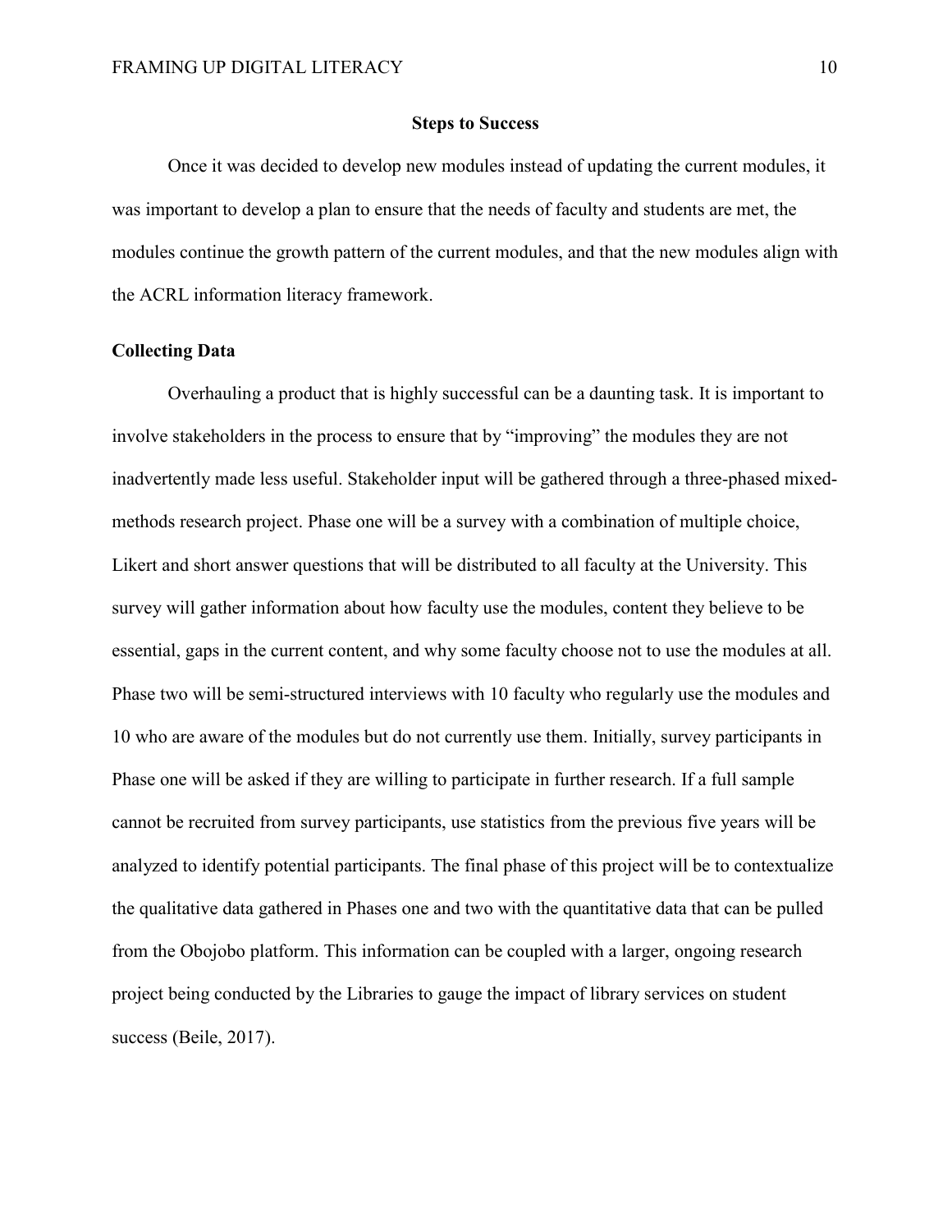## Steps to Success

Once it was decided to develop new modules instead of updating the current modules, it was important to develop a plan to ensure that the needs of faculty and students are met, the modules continue the growth pattern of the current modules, and that the new modules align with the ACRL information literacy framework.

### Collecting Data

Overhauling a product that is highly successful can be a daunting task. It is important to involve stakeholders in the process to ensure that by "improving" the modules they are not inadvertently made less useful. Stakeholder input will be gathered through a three-phased mixed-methods research project. Phase one will be a survey with a combination of multiple choice, Likert and short answer questions that will be distributed to all faculty at the University. This survey will gather information about how faculty use the modules, content they believe to be essential, gaps in the current content, and why some faculty choose not to use the modules at all. Phase two will be semi-structured interviews with 10 faculty who regularly use the modules and 10 who are aware of the modules but do not currently use them. Initially, survey participants in Phase one will be asked if they are willing to participate in further research. If a full sample cannot be recruited from survey participants, use statistics from the previous five years will be analyzed to identify potential participants. The final phase of this project will be to contextualize the qualitative data gathered in Phases one and two with the quantitative data that can be pulled from the Obojobo platform. This information can be coupled with a larger, ongoing research project being conducted by the Libraries to gauge the impact of library services on student success (Beile, 2017).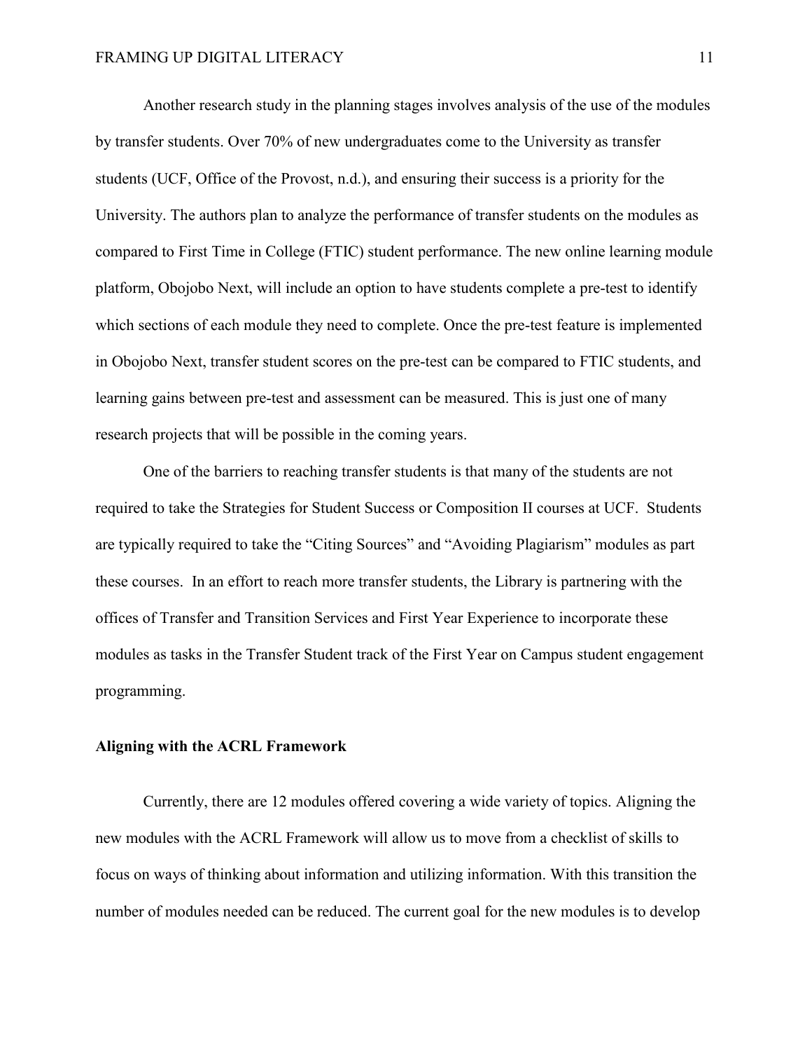Another research study in the planning stages involves analysis of the use of the modules by transfer students. Over 70% of new undergraduates come to the University as transfer students (UCF, Office of the Provost, n.d.), and ensuring their success is a priority for the University. The authors plan to analyze the performance of transfer students on the modules as compared to First Time in College (FTIC) student performance. The new online learning module platform, Obojobo Next, will include an option to have students complete a pre-test to identify which sections of each module they need to complete. Once the pre-test feature is implemented in Obojobo Next, transfer student scores on the pre-test can be compared to FTIC students, and learning gains between pre-test and assessment can be measured. This is just one of many research projects that will be possible in the coming years.

One of the barriers to reaching transfer students is that many of the students are not required to take the Strategies for Student Success or Composition II courses at UCF. Students are typically required to take the "Citing Sources" and "Avoiding Plagiarism" modules as part these courses. In an effort to reach more transfer students, the Library is partnering with the offices of Transfer and Transition Services and First Year Experience to incorporate these modules as tasks in the Transfer Student track of the First Year on Campus student engagement programming.

**Aligning with the ACRL Framework**

Currently, there are 12 modules offered covering a wide variety of topics. Aligning the new modules with the ACRL Framework will allow us to move from a checklist of skills to focus on ways of thinking about information and utilizing information. With this transition the number of modules needed can be reduced. The current goal for the new modules is to develop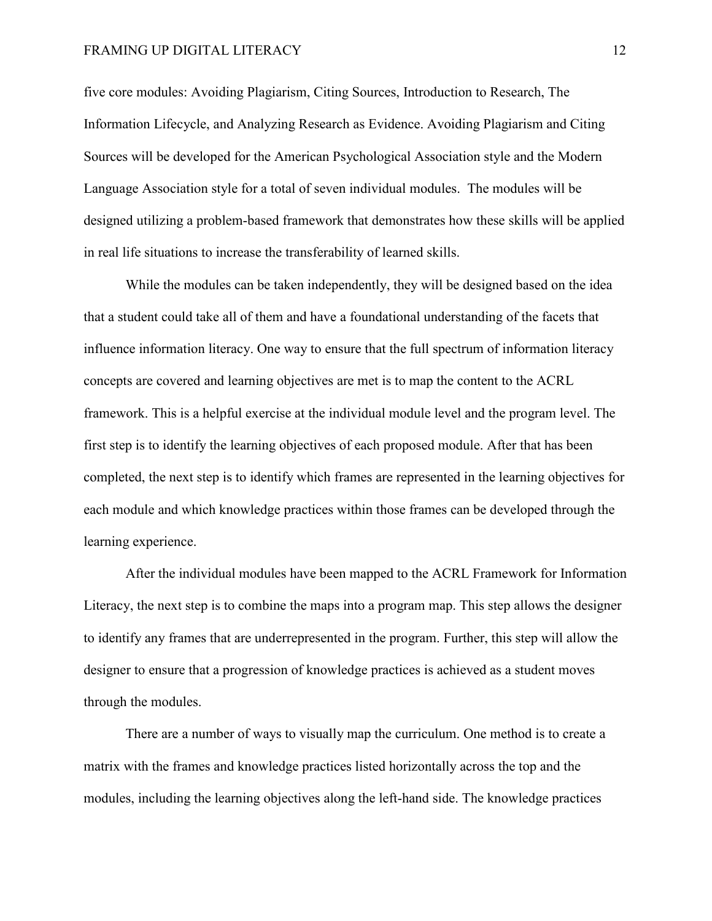five core modules: Avoiding Plagiarism, Citing Sources, Introduction to Research, The Information Lifecycle, and Analyzing Research as Evidence. Avoiding Plagiarism and Citing Sources will be developed for the American Psychological Association style and the Modern Language Association style for a total of seven individual modules. The modules will be designed utilizing a problem-based framework that demonstrates how these skills will be applied in real life situations to increase the transferability of learned skills.

While the modules can be taken independently, they will be designed based on the idea that a student could take all of them and have a foundational understanding of the facets that influence information literacy. One way to ensure that the full spectrum of information literacy concepts are covered and learning objectives are met is to map the content to the ACRL framework. This is a helpful exercise at the individual module level and the program level. The first step is to identify the learning objectives of each proposed module. After that has been completed, the next step is to identify which frames are represented in the learning objectives for each module and which knowledge practices within those frames can be developed through the learning experience.

After the individual modules have been mapped to the ACRL Framework for Information Literacy, the next step is to combine the maps into a program map. This step allows the designer to identify any frames that are underrepresented in the program. Further, this step will allow the designer to ensure that a progression of knowledge practices is achieved as a student moves through the modules.

There are a number of ways to visually map the curriculum. One method is to create a matrix with the frames and knowledge practices listed horizontally across the top and the modules, including the learning objectives along the left-hand side. The knowledge practices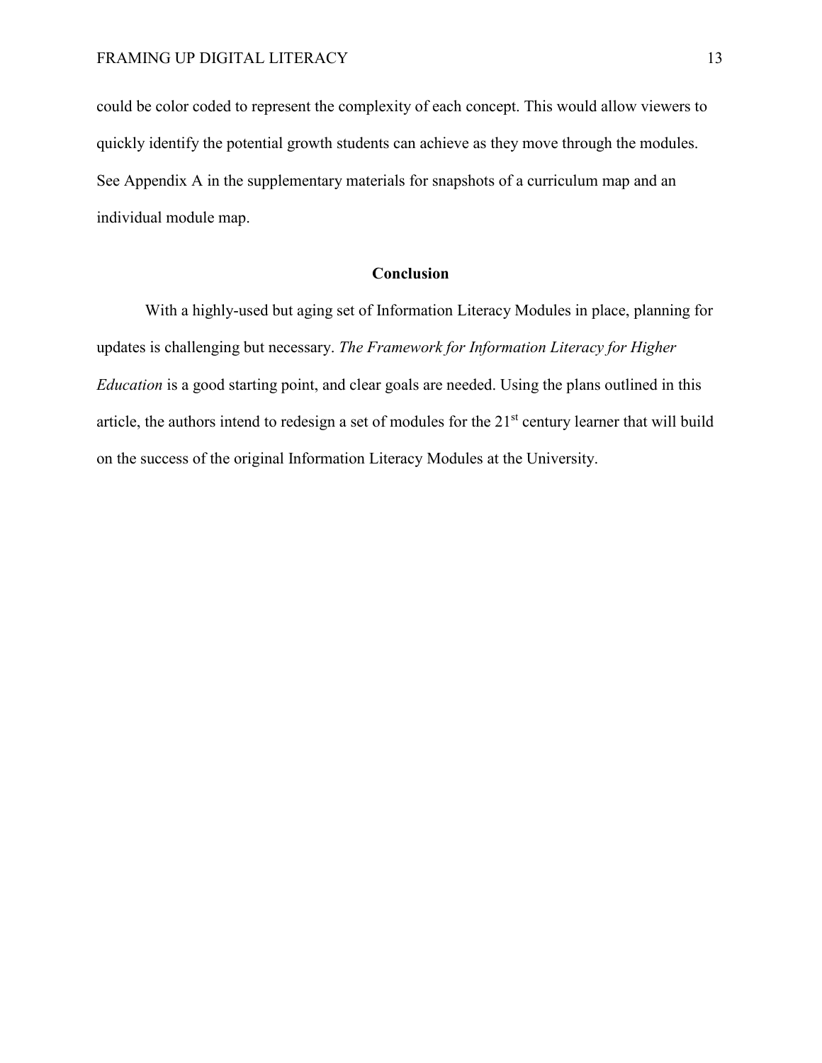could be color coded to represent the complexity of each concept. This would allow viewers to quickly identify the potential growth students can achieve as they move through the modules. See Appendix A in the supplementary materials for snapshots of a curriculum map and an individual module map.

## Conclusion

With a highly-used but aging set of Information Literacy Modules in place, planning for updates is challenging but necessary. *The Framework for Information Literacy for Higher Education* is a good starting point, and clear goals are needed. Using the plans outlined in this article, the authors intend to redesign a set of modules for the 21st century learner that will build on the success of the original Information Literacy Modules at the University.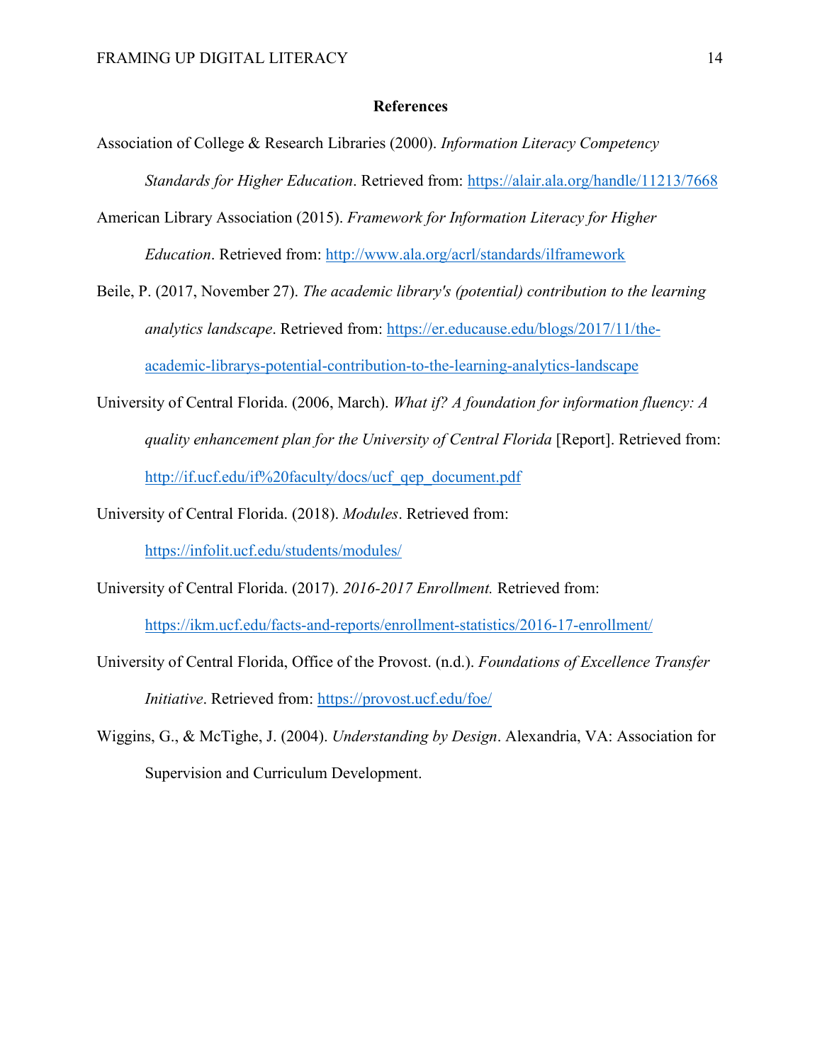## References

Association of College & Research Libraries (2000). *Information Literacy Competency Standards for Higher Education*. Retrieved from: https://alair.ala.org/handle/11213/7668

American Library Association (2015). *Framework for Information Literacy for Higher Education*. Retrieved from: http://www.ala.org/acrl/standards/ilframework

Beile, P. (2017, November 27). *The academic library's (potential) contribution to the learning analytics landscape*. Retrieved from: https://er.educause.edu/blogs/2017/11/the-academic-librarys-potential-contribution-to-the-learning-analytics-landscape

University of Central Florida. (2006, March). *What if? A foundation for information fluency: A quality enhancement plan for the University of Central Florida* [Report]. Retrieved from: http://if.ucf.edu/if%20faculty/docs/ucf_qep_document.pdf

University of Central Florida. (2018). *Modules*. Retrieved from: https://infolit.ucf.edu/students/modules/

University of Central Florida. (2017). *2016-2017 Enrollment.* Retrieved from: https://ikm.ucf.edu/facts-and-reports/enrollment-statistics/2016-17-enrollment/

University of Central Florida, Office of the Provost. (n.d.). *Foundations of Excellence Transfer Initiative*. Retrieved from: https://provost.ucf.edu/foe/

Wiggins, G., & McTighe, J. (2004). *Understanding by Design*. Alexandria, VA: Association for Supervision and Curriculum Development.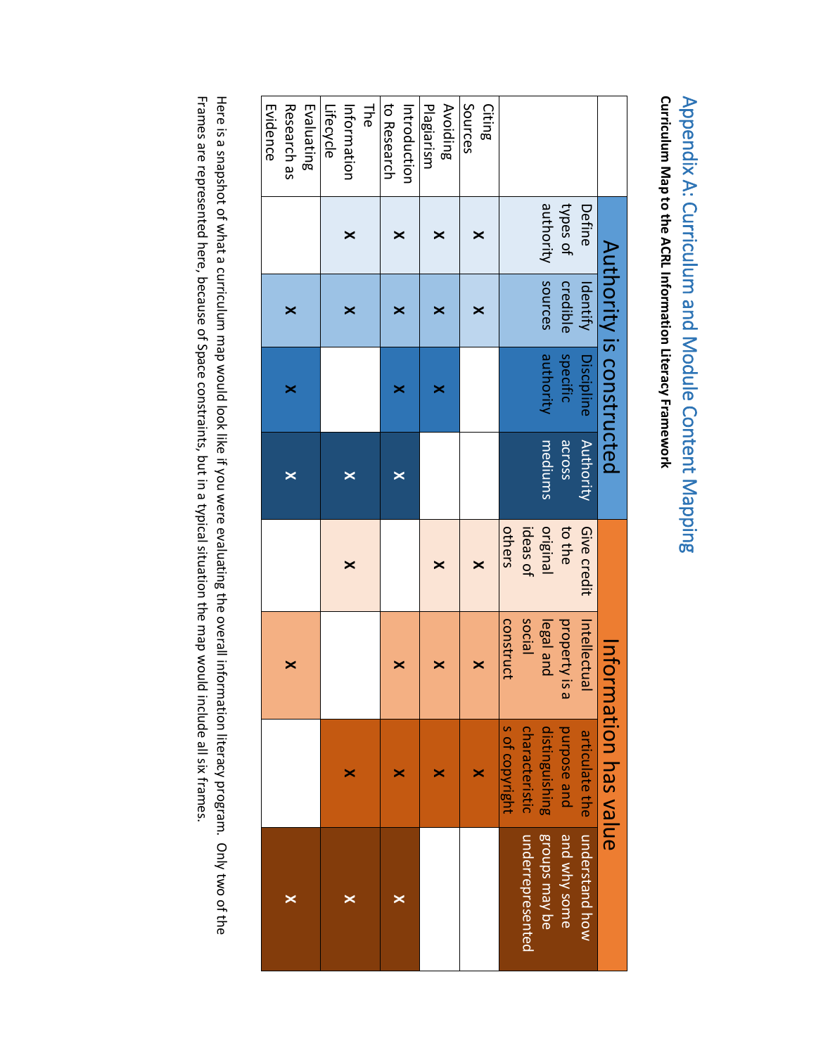# Appendix A: Curriculum and Module Content Mapping

**Curriculum Map to the ACRL Information Literacy Framework**

| | Authority is constructed | | | | Information has value | | | |
|---|---|---|---|---|---|---|---|---|
| | Define types of authority | Identify credible sources | Discipline specific authority | Authority across mediums | Give credit to the original ideas of others | Intellectual property is a legal and social construct | articulate the purpose and distinguishing characteristics of copyright | understand how and why some groups may be underrepresented |
| Citing Sources | x | x | | | x | x | x | |
| Avoiding Plagiarism | x | x | x | | x | x | x | |
| Introduction to Research | x | x | x | x | | x | x | x |
| The Information Lifecycle | x | x | | x | x | | x | x |
| Evaluating Research as Evidence | | x | x | x | | x | | x |

Here is a snapshot of what a curriculum map would look like if you were evaluating the overall information literacy program. Only two of the Frames are represented here, because of Space constraints, but in a typical situation the map would include all six frames.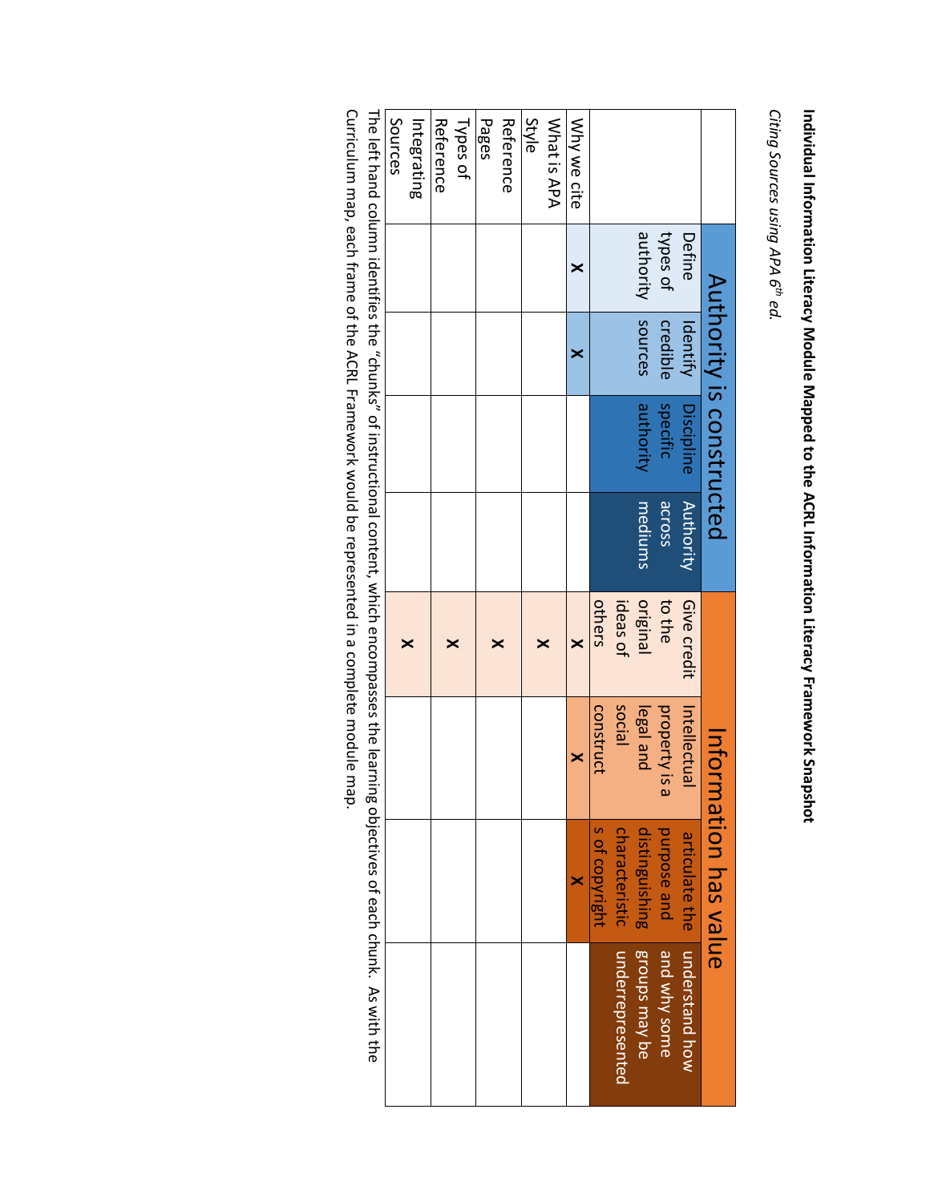**Individual Information Literacy Module Mapped to the ACRL Information Literacy Framework Snapshot**

*Citing Sources using APA 6th ed.*

| | Authority is constructed | | | | Information has value | | | |
|---|---|---|---|---|---|---|---|---|
| | Define types of authority | Identify credible sources | Discipline specific authority | Authority across mediums | Give credit to the original ideas of others | Intellectual property is a legal and social construct | articulate the purpose and distinguishing characteristics of copyright | understand how and why some groups may be underrepresented |
| Why we cite | X | X | | | X | X | X | |
| What is APA Style | | | | | X | | | |
| Reference Pages | | | | | X | | | |
| Types of Reference | | | | | X | | | |
| Integrating Sources | | | | | X | | | |

The left hand column identifies the "chunks" of instructional content, which encompasses the learning objectives of each chunk. As with the Curriculum map, each frame of the ACRL Framework would be represented in a complete module map.